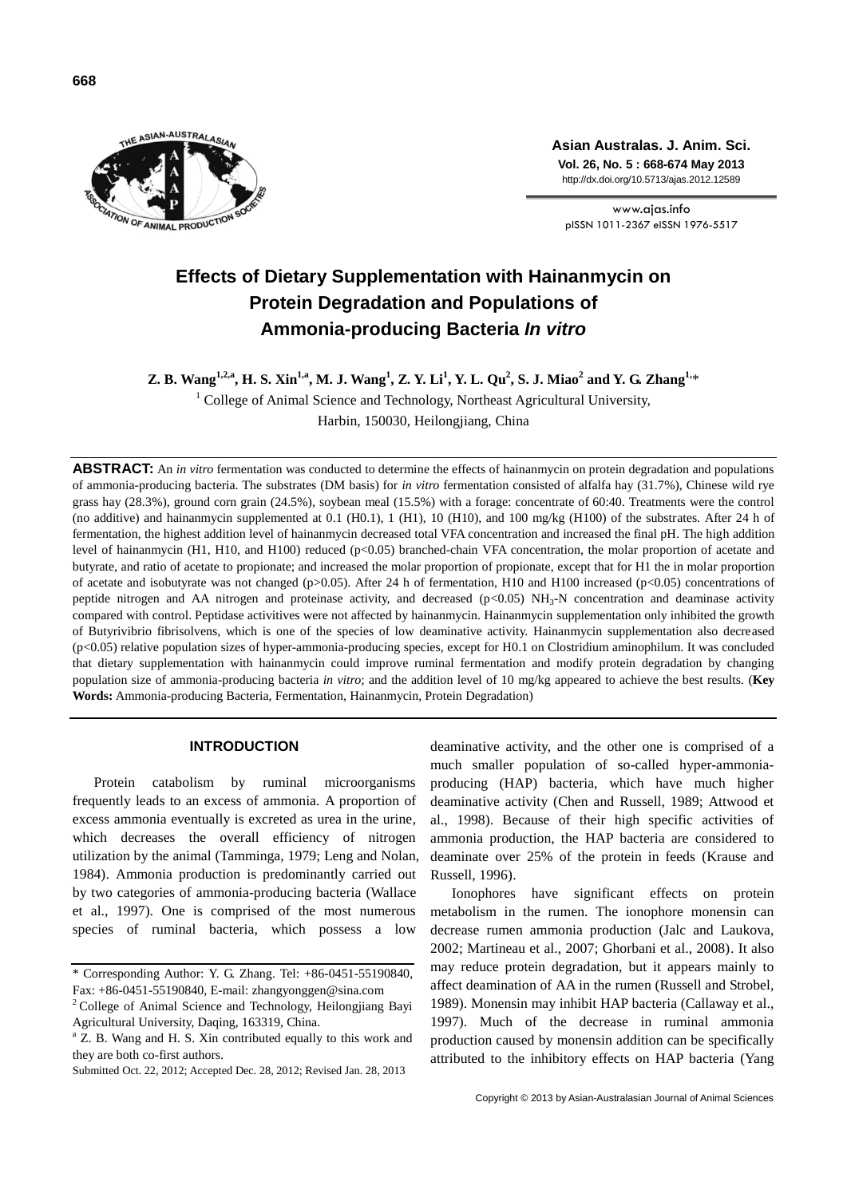# Effects of Dietary Supplementation with Hainanmycin on Protein Degradation and Populations of Ammonia-producing Bacteria *In vitro*

**Z. B. Wang[1,2,a], H. S. Xin[1,a], M. J. Wang[1], Z. Y. Li[1], Y. L. Qu[2], S. J. Miao[2] and Y. G. Zhang[1,]***

[1] College of Animal Science and Technology, Northeast Agricultural University, Harbin, 150030, Heilongjiang, China

**ABSTRACT:** An *in vitro* fermentation was conducted to determine the effects of hainanmycin on protein degradation and populations of ammonia-producing bacteria. The substrates (DM basis) for *in vitro* fermentation consisted of alfalfa hay (31.7%), Chinese wild rye grass hay (28.3%), ground corn grain (24.5%), soybean meal (15.5%) with a forage: concentrate of 60:40. Treatments were the control (no additive) and hainanmycin supplemented at 0.1 (H0.1), 1 (H1), 10 (H10), and 100 mg/kg (H100) of the substrates. After 24 h of fermentation, the highest addition level of hainanmycin decreased total VFA concentration and increased the final pH. The high addition level of hainanmycin (H1, H10, and H100) reduced ($p<0.05$) branched-chain VFA concentration, the molar proportion of acetate and butyrate, and ratio of acetate to propionate; and increased the molar proportion of propionate, except that for H1 the in molar proportion of acetate and isobutyrate was not changed ($p>0.05$). After 24 h of fermentation, H10 and H100 increased ($p<0.05$) concentrations of peptide nitrogen and AA nitrogen and proteinase activity, and decreased ($p<0.05$) $NH_3$-N concentration and deaminase activity compared with control. Peptidase activitives were not affected by hainanmycin. Hainanmycin supplementation only inhibited the growth of Butyrivibrio fibrisolvens, which is one of the species of low deaminative activity. Hainanmycin supplementation also decreased ($p<0.05$) relative population sizes of hyper-ammonia-producing species, except for H0.1 on Clostridium aminophilum. It was concluded that dietary supplementation with hainanmycin could improve ruminal fermentation and modify protein degradation by changing population size of ammonia-producing bacteria *in vitro*; and the addition level of 10 mg/kg appeared to achieve the best results. (**Key Words:** Ammonia-producing Bacteria, Fermentation, Hainanmycin, Protein Degradation)

## INTRODUCTION

Protein catabolism by ruminal microorganisms frequently leads to an excess of ammonia. A proportion of excess ammonia eventually is excreted as urea in the urine, which decreases the overall efficiency of nitrogen utilization by the animal (Tamminga, 1979; Leng and Nolan, 1984). Ammonia production is predominantly carried out by two categories of ammonia-producing bacteria (Wallace et al., 1997). One is comprised of the most numerous species of ruminal bacteria, which possess a low deaminative activity, and the other one is comprised of a much smaller population of so-called hyper-ammonia-producing (HAP) bacteria, which have much higher deaminative activity (Chen and Russell, 1989; Attwood et al., 1998). Because of their high specific activities of ammonia production, the HAP bacteria are considered to deaminate over 25% of the protein in feeds (Krause and Russell, 1996).

Ionophores have significant effects on protein metabolism in the rumen. The ionophore monensin can decrease rumen ammonia production (Jalc and Laukova, 2002; Martineau et al., 2007; Ghorbani et al., 2008). It also may reduce protein degradation, but it appears mainly to affect deamination of AA in the rumen (Russell and Strobel, 1989). Monensin may inhibit HAP bacteria (Callaway et al., 1997). Much of the decrease in ruminal ammonia production caused by monensin addition can be specifically attributed to the inhibitory effects on HAP bacteria (Yang

\* Corresponding Author: Y. G. Zhang. Tel: +86-0451-55190840, Fax: +86-0451-55190840, E-mail: zhangyonggen@sina.com

[2] College of Animal Science and Technology, Heilongjiang Bayi Agricultural University, Daqing, 163319, China.

[a] Z. B. Wang and H. S. Xin contributed equally to this work and they are both co-first authors.

Submitted Oct. 22, 2012; Accepted Dec. 28, 2012; Revised Jan. 28, 2013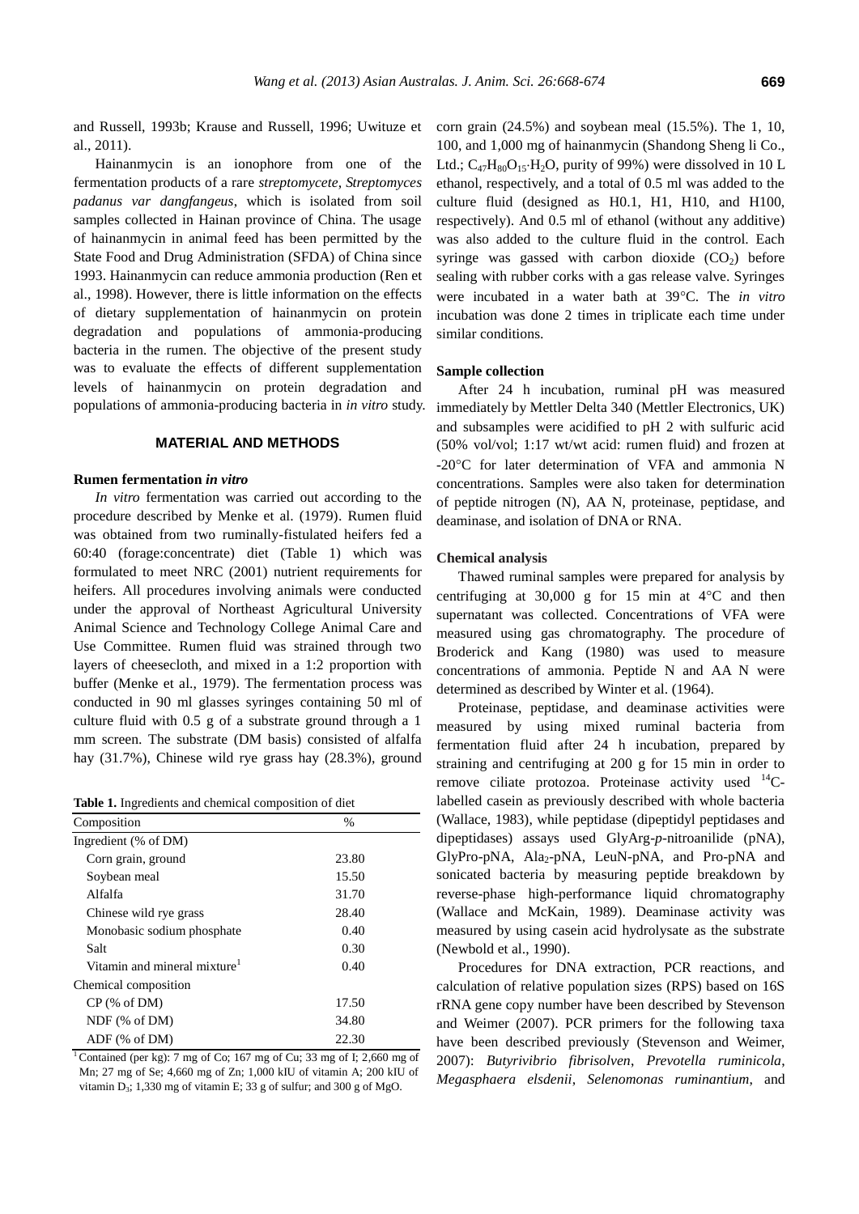and Russell, 1993b; Krause and Russell, 1996; Uwituze et al., 2011).

Hainanmycin is an ionophore from one of the fermentation products of a rare *streptomycete*, *Streptomyces padanus var dangfangeus*, which is isolated from soil samples collected in Hainan province of China. The usage of hainanmycin in animal feed has been permitted by the State Food and Drug Administration (SFDA) of China since 1993. Hainanmycin can reduce ammonia production (Ren et al., 1998). However, there is little information on the effects of dietary supplementation of hainanmycin on protein degradation and populations of ammonia-producing bacteria in the rumen. The objective of the present study was to evaluate the effects of different supplementation levels of hainanmycin on protein degradation and populations of ammonia-producing bacteria in *in vitro* study.

## MATERIAL AND METHODS

### Rumen fermentation *in vitro*

*In vitro* fermentation was carried out according to the procedure described by Menke et al. (1979). Rumen fluid was obtained from two ruminally-fistulated heifers fed a 60:40 (forage:concentrate) diet (Table 1) which was formulated to meet NRC (2001) nutrient requirements for heifers. All procedures involving animals were conducted under the approval of Northeast Agricultural University Animal Science and Technology College Animal Care and Use Committee. Rumen fluid was strained through two layers of cheesecloth, and mixed in a 1:2 proportion with buffer (Menke et al., 1979). The fermentation process was conducted in 90 ml glasses syringes containing 50 ml of culture fluid with 0.5 g of a substrate ground through a 1 mm screen. The substrate (DM basis) consisted of alfalfa hay (31.7%), Chinese wild rye grass hay (28.3%), ground corn grain (24.5%) and soybean meal (15.5%). The 1, 10, 100, and 1,000 mg of hainanmycin (Shandong Sheng li Co., Ltd.; $C_{47}H_{80}O_{15}{\cdot}H_2O$, purity of 99%) were dissolved in 10 L ethanol, respectively, and a total of 0.5 ml was added to the culture fluid (designed as H0.1, H1, H10, and H100, respectively). And 0.5 ml of ethanol (without any additive) was also added to the culture fluid in the control. Each syringe was gassed with carbon dioxide ($CO_2$) before sealing with rubber corks with a gas release valve. Syringes were incubated in a water bath at 39°C. The *in vitro* incubation was done 2 times in triplicate each time under similar conditions.

**Table 1.** Ingredients and chemical composition of diet

| Composition | % |
|---|---|
| Ingredient (% of DM) | |
| Corn grain, ground | 23.80 |
| Soybean meal | 15.50 |
| Alfalfa | 31.70 |
| Chinese wild rye grass | 28.40 |
| Monobasic sodium phosphate | 0.40 |
| Salt | 0.30 |
| Vitamin and mineral mixture[1] | 0.40 |
| Chemical composition | |
| CP (% of DM) | 17.50 |
| NDF (% of DM) | 34.80 |
| ADF (% of DM) | 22.30 |

[1] Contained (per kg): 7 mg of Co; 167 mg of Cu; 33 mg of I; 2,660 mg of Mn; 27 mg of Se; 4,660 mg of Zn; 1,000 kIU of vitamin A; 200 kIU of vitamin $D_3$; 1,330 mg of vitamin E; 33 g of sulfur; and 300 g of MgO.

### Sample collection

After 24 h incubation, ruminal pH was measured immediately by Mettler Delta 340 (Mettler Electronics, UK) and subsamples were acidified to pH 2 with sulfuric acid (50% vol/vol; 1:17 wt/wt acid: rumen fluid) and frozen at -20°C for later determination of VFA and ammonia N concentrations. Samples were also taken for determination of peptide nitrogen (N), AA N, proteinase, peptidase, and deaminase, and isolation of DNA or RNA.

### Chemical analysis

Thawed ruminal samples were prepared for analysis by centrifuging at 30,000 g for 15 min at 4°C and then supernatant was collected. Concentrations of VFA were measured using gas chromatography. The procedure of Broderick and Kang (1980) was used to measure concentrations of ammonia. Peptide N and AA N were determined as described by Winter et al. (1964).

Proteinase, peptidase, and deaminase activities were measured by using mixed ruminal bacteria from fermentation fluid after 24 h incubation, prepared by straining and centrifuging at 200 g for 15 min in order to remove ciliate protozoa. Proteinase activity used $^{14}C$-labelled casein as previously described with whole bacteria (Wallace, 1983), while peptidase (dipeptidyl peptidases and dipeptidases) assays used GlyArg-*p*-nitroanilide (pNA), GlyPro-pNA, $Ala_2$-pNA, LeuN-pNA, and Pro-pNA and sonicated bacteria by measuring peptide breakdown by reverse-phase high-performance liquid chromatography (Wallace and McKain, 1989). Deaminase activity was measured by using casein acid hydrolysate as the substrate (Newbold et al., 1990).

Procedures for DNA extraction, PCR reactions, and calculation of relative population sizes (RPS) based on 16S rRNA gene copy number have been described by Stevenson and Weimer (2007). PCR primers for the following taxa have been described previously (Stevenson and Weimer, 2007): *Butyrivibrio fibrisolven*, *Prevotella ruminicola*, *Megasphaera elsdenii*, *Selenomonas ruminantium*, and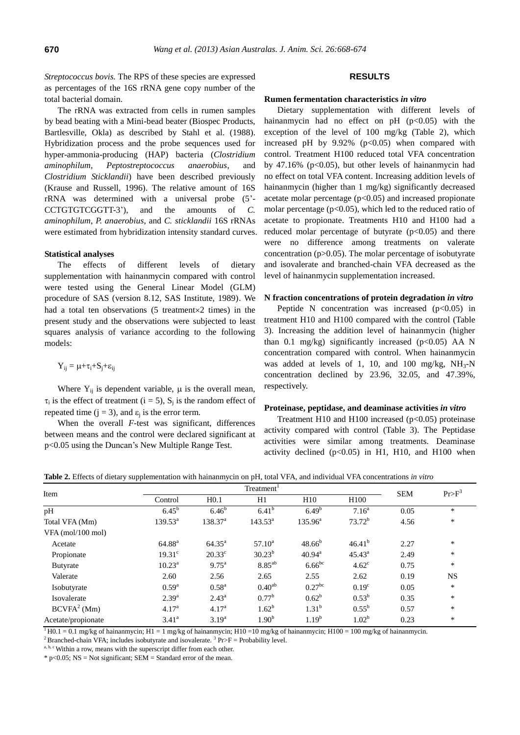*Streptococcus bovis.* The RPS of these species are expressed as percentages of the 16S rRNA gene copy number of the total bacterial domain.

The rRNA was extracted from cells in rumen samples by bead beating with a Mini-bead beater (Biospec Products, Bartlesville, Okla) as described by Stahl et al. (1988). Hybridization process and the probe sequences used for hyper-ammonia-producing (HAP) bacteria (*Clostridium aminophilum*, *Peptostreptococcus anaerobius*, and *Clostridium Sticklandii*) have been described previously (Krause and Russell, 1996). The relative amount of 16S rRNA was determined with a universal probe (5'-CCTGTGTCGGTT-3'), and the amounts of *C. aminophilum*, *P. anaerobius*, and *C. sticklandii* 16S rRNAs were estimated from hybridization intensity standard curves.

**Statistical analyses**

The effects of different levels of dietary supplementation with hainanmycin compared with control were tested using the General Linear Model (GLM) procedure of SAS (version 8.12, SAS Institute, 1989). We had a total ten observations (5 treatment×2 times) in the present study and the observations were subjected to least squares analysis of variance according to the following models:

$$Y_{ij} = \mu+\tau_i+S_j+\varepsilon_{ij}$$

Where $Y_{ij}$ is dependent variable, $\mu$ is the overall mean, $\tau_i$ is the effect of treatment ($i = 5$), $S_j$ is the random effect of repeated time ($j = 3$), and $\varepsilon_j$ is the error term.

When the overall *F*-test was significant, differences between means and the control were declared significant at $p<0.05$ using the Duncan's New Multiple Range Test.

## RESULTS

**Rumen fermentation characteristics *in vitro***

Dietary supplementation with different levels of hainanmycin had no effect on pH ($p<0.05$) with the exception of the level of 100 mg/kg (Table 2), which increased pH by 9.92% ($p<0.05$) when compared with control. Treatment H100 reduced total VFA concentration by 47.16% ($p<0.05$), but other levels of hainanmycin had no effect on total VFA content. Increasing addition levels of hainanmycin (higher than 1 mg/kg) significantly decreased acetate molar percentage ($p<0.05$) and increased propionate molar percentage ($p<0.05$), which led to the reduced ratio of acetate to propionate. Treatments H10 and H100 had a reduced molar percentage of butyrate ($p<0.05$) and there were no difference among treatments on valerate concentration ($p>0.05$). The molar percentage of isobutyrate and isovalerate and branched-chain VFA decreased as the level of hainanmycin supplementation increased.

**N fraction concentrations of protein degradation *in vitro***

Peptide N concentration was increased ($p<0.05$) in treatment H10 and H100 compared with the control (Table 3). Increasing the addition level of hainanmycin (higher than 0.1 mg/kg) significantly increased ($p<0.05$) AA N concentration compared with control. When hainanmycin was added at levels of 1, 10, and 100 mg/kg, $NH_3$-N concentration declined by 23.96, 32.05, and 47.39%, respectively.

**Proteinase, peptidase, and deaminase activities *in vitro***

Treatment H10 and H100 increased ($p<0.05$) proteinase activity compared with control (Table 3). The Peptidase activities were similar among treatments. Deaminase activity declined ($p<0.05$) in H1, H10, and H100 when

**Table 2.** Effects of dietary supplementation with hainanmycin on pH, total VFA, and individual VFA concentrations *in vitro*

| Item | Treatment[1] | | | | | SEM | Pr>F[3] |
|---|---|---|---|---|---|---|---|
| | Control | H0.1 | H1 | H10 | H100 | | |
| pH | 6.45[b] | 6.46[b] | 6.41[b] | 6.49[b] | 7.16[a] | 0.05 | * |
| Total VFA (Mm) | 139.53[a] | 138.37[a] | 143.53[a] | 135.96[a] | 73.72[b] | 4.56 | * |
| VFA (mol/100 mol) | | | | | | | |
| Acetate | 64.88[a] | 64.35[a] | 57.10[a] | 48.66[b] | 46.41[b] | 2.27 | * |
| Propionate | 19.31[c] | 20.33[c] | 30.23[b] | 40.94[a] | 45.43[a] | 2.49 | * |
| Butyrate | 10.23[a] | 9.75[a] | 8.85[ab] | 6.66[bc] | 4.62[c] | 0.75 | * |
| Valerate | 2.60 | 2.56 | 2.65 | 2.55 | 2.62 | 0.19 | NS |
| Isobutyrate | 0.59[a] | 0.58[a] | 0.40[ab] | 0.27[bc] | 0.19[c] | 0.05 | * |
| Isovalerate | 2.39[a] | 2.43[a] | 0.77[b] | 0.62[b] | 0.53[b] | 0.35 | * |
| BCVFA[2] (Mm) | 4.17[a] | 4.17[a] | 1.62[b] | 1.31[b] | 0.55[b] | 0.57 | * |
| Acetate/propionate | 3.41[a] | 3.19[a] | 1.90[b] | 1.19[b] | 1.02[b] | 0.23 | * |

[1] H0.1 = 0.1 mg/kg of hainanmycin; H1 = 1 mg/kg of hainanmycin; H10 =10 mg/kg of hainanmycin; H100 = 100 mg/kg of hainanmycin.

[2] Branched-chain VFA; includes isobutyrate and isovalerate. [3] Pr>F = Probability level.

[a, b, c] Within a row, means with the superscript differ from each other.

* p<0.05; NS = Not significant; SEM = Standard error of the mean.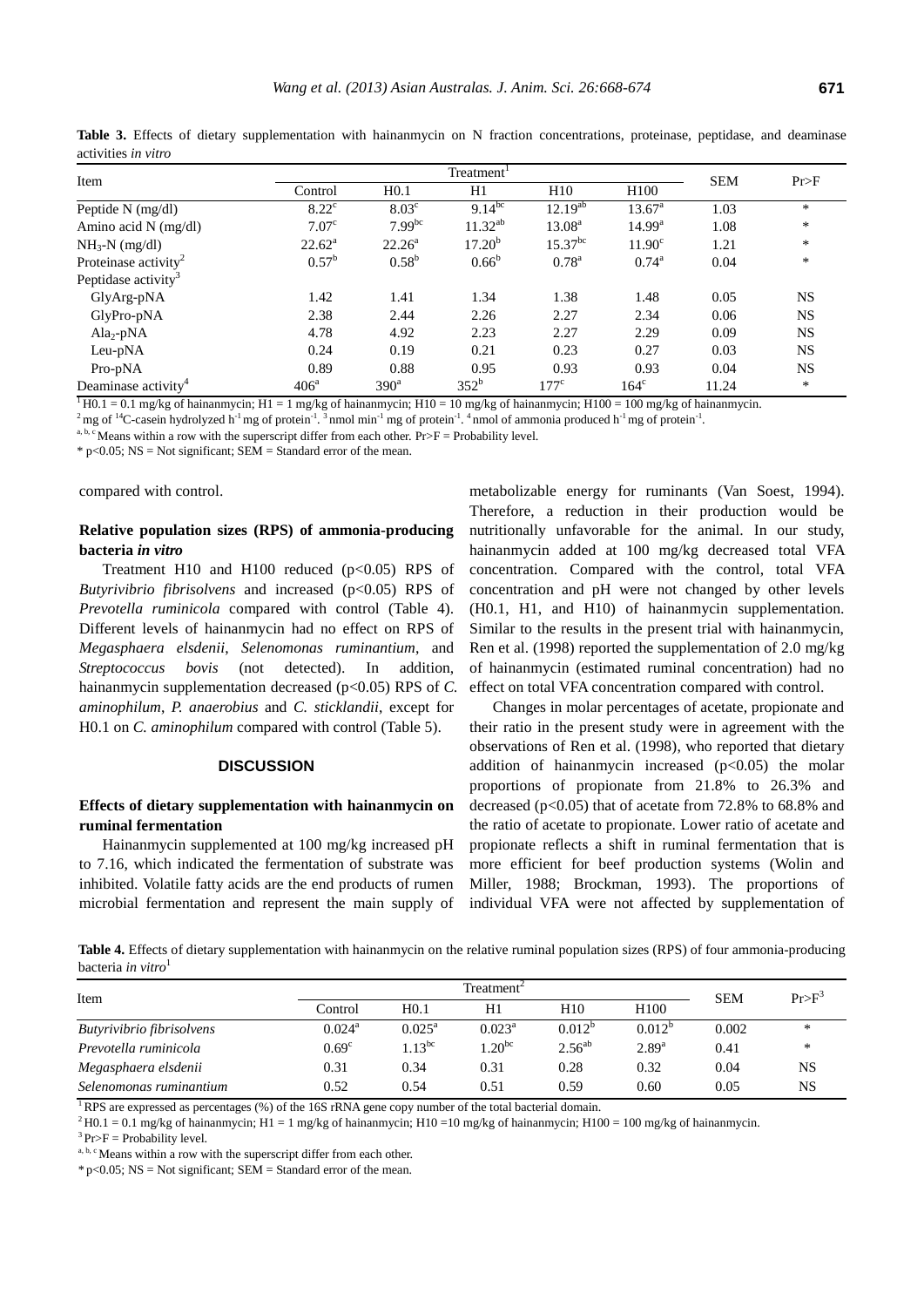**Table 3.** Effects of dietary supplementation with hainanmycin on N fraction concentrations, proteinase, peptidase, and deaminase activities *in vitro*

| Item | Treatment[1] | | | | | SEM | Pr>F |
|---|---|---|---|---|---|---|---|
| | Control | H0.1 | H1 | H10 | H100 | | |
| Peptide N (mg/dl) | 8.22[c] | 8.03[c] | 9.14[bc] | 12.19[ab] | 13.67[a] | 1.03 | * |
| Amino acid N (mg/dl) | 7.07[c] | 7.99[bc] | 11.32[ab] | 13.08[a] | 14.99[a] | 1.08 | * |
| $NH_3$-N (mg/dl) | 22.62[a] | 22.26[a] | 17.20[b] | 15.37[bc] | 11.90[c] | 1.21 | * |
| Proteinase activity[2] | 0.57[b] | 0.58[b] | 0.66[b] | 0.78[a] | 0.74[a] | 0.04 | * |
| Peptidase activity[3] | | | | | | | |
| GlyArg-pNA | 1.42 | 1.41 | 1.34 | 1.38 | 1.48 | 0.05 | NS |
| GlyPro-pNA | 2.38 | 2.44 | 2.26 | 2.27 | 2.34 | 0.06 | NS |
| $Ala_2$-pNA | 4.78 | 4.92 | 2.23 | 2.27 | 2.29 | 0.09 | NS |
| Leu-pNA | 0.24 | 0.19 | 0.21 | 0.23 | 0.27 | 0.03 | NS |
| Pro-pNA | 0.89 | 0.88 | 0.95 | 0.93 | 0.93 | 0.04 | NS |
| Deaminase activity[4] | 406[a] | 390[a] | 352[b] | 177[c] | 164[c] | 11.24 | * |

[1] H0.1 = 0.1 mg/kg of hainanmycin; H1 = 1 mg/kg of hainanmycin; H10 = 10 mg/kg of hainanmycin; H100 = 100 mg/kg of hainanmycin.
[2] mg of $^{14}$C-casein hydrolyzed $h^{-1}$ mg of protein$^{-1}$. [3] nmol $min^{-1}$ mg of protein$^{-1}$. [4] nmol of ammonia produced $h^{-1}$ mg of protein$^{-1}$.
[a, b, c] Means within a row with the superscript differ from each other. Pr>F = Probability level.
* $p<0.05$; NS = Not significant; SEM = Standard error of the mean.

compared with control.

### Relative population sizes (RPS) of ammonia-producing bacteria *in vitro*

Treatment H10 and H100 reduced ($p<0.05$) RPS of *Butyrivibrio fibrisolvens* and increased ($p<0.05$) RPS of *Prevotella ruminicola* compared with control (Table 4). Different levels of hainanmycin had no effect on RPS of *Megasphaera elsdenii*, *Selenomonas ruminantium*, and *Streptococcus bovis* (not detected). In addition, hainanmycin supplementation decreased ($p<0.05$) RPS of *C. aminophilum*, *P. anaerobius* and *C. sticklandii*, except for H0.1 on *C. aminophilum* compared with control (Table 5).

## DISCUSSION

### Effects of dietary supplementation with hainanmycin on ruminal fermentation

Hainanmycin supplemented at 100 mg/kg increased pH to 7.16, which indicated the fermentation of substrate was inhibited. Volatile fatty acids are the end products of rumen microbial fermentation and represent the main supply of metabolizable energy for ruminants (Van Soest, 1994). Therefore, a reduction in their production would be nutritionally unfavorable for the animal. In our study, hainanmycin added at 100 mg/kg decreased total VFA concentration. Compared with the control, total VFA concentration and pH were not changed by other levels (H0.1, H1, and H10) of hainanmycin supplementation. Similar to the results in the present trial with hainanmycin, Ren et al. (1998) reported the supplementation of 2.0 mg/kg of hainanmycin (estimated ruminal concentration) had no effect on total VFA concentration compared with control.

Changes in molar percentages of acetate, propionate and their ratio in the present study were in agreement with the observations of Ren et al. (1998), who reported that dietary addition of hainanmycin increased ($p<0.05$) the molar proportions of propionate from 21.8% to 26.3% and decreased ($p<0.05$) that of acetate from 72.8% to 68.8% and the ratio of acetate to propionate. Lower ratio of acetate and propionate reflects a shift in ruminal fermentation that is more efficient for beef production systems (Wolin and Miller, 1988; Brockman, 1993). The proportions of individual VFA were not affected by supplementation of

**Table 4.** Effects of dietary supplementation with hainanmycin on the relative ruminal population sizes (RPS) of four ammonia-producing bacteria *in vitro*[1]

| Item | Treatment[2] | | | | | SEM | Pr>F[3] |
|---|---|---|---|---|---|---|---|
| | Control | H0.1 | H1 | H10 | H100 | | |
| *Butyrivibrio fibrisolvens* | 0.024[a] | 0.025[a] | 0.023[a] | 0.012[b] | 0.012[b] | 0.002 | * |
| *Prevotella ruminicola* | 0.69[c] | 1.13[bc] | 1.20[bc] | 2.56[ab] | 2.89[a] | 0.41 | * |
| *Megasphaera elsdenii* | 0.31 | 0.34 | 0.31 | 0.28 | 0.32 | 0.04 | NS |
| *Selenomonas ruminantium* | 0.52 | 0.54 | 0.51 | 0.59 | 0.60 | 0.05 | NS |

[1] RPS are expressed as percentages (%) of the 16S rRNA gene copy number of the total bacterial domain.
[2] H0.1 = 0.1 mg/kg of hainanmycin; H1 = 1 mg/kg of hainanmycin; H10 =10 mg/kg of hainanmycin; H100 = 100 mg/kg of hainanmycin.
[3] Pr>F = Probability level.
[a, b, c] Means within a row with the superscript differ from each other.
* $p<0.05$; NS = Not significant; SEM = Standard error of the mean.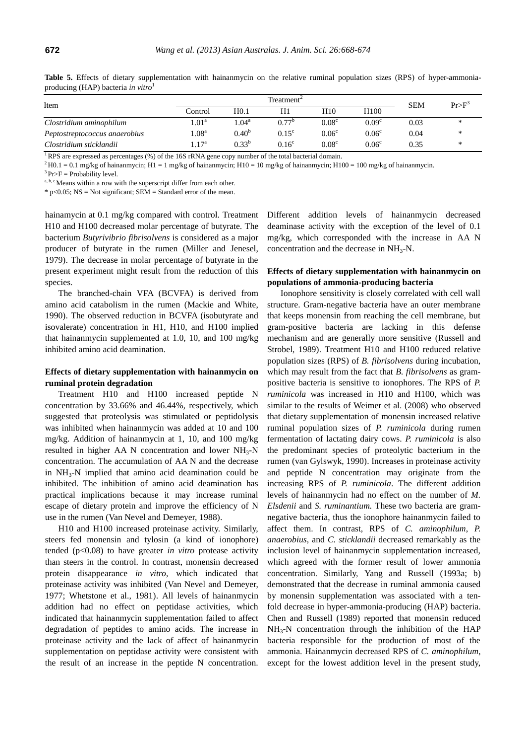**Table 5.** Effects of dietary supplementation with hainanmycin on the relative ruminal population sizes (RPS) of hyper-ammonia-producing (HAP) bacteria *in vitro*[1]

| Item | Treatment[2] | | | | | SEM | Pr>F[3] |
|---|---|---|---|---|---|---|---|
| | Control | H0.1 | H1 | H10 | H100 | | |
| *Clostridium aminophilum* | 1.01[a] | 1.04[a] | 0.77[b] | 0.08[c] | 0.09[c] | 0.03 | * |
| *Peptostreptococcus anaerobius* | 1.08[a] | 0.40[b] | 0.15[c] | 0.06[c] | 0.06[c] | 0.04 | * |
| *Clostridium sticklandii* | 1.17[a] | 0.33[b] | 0.16[c] | 0.08[c] | 0.06[c] | 0.35 | * |

[1] RPS are expressed as percentages (%) of the 16S rRNA gene copy number of the total bacterial domain.
[2] H0.1 = 0.1 mg/kg of hainanmycin; H1 = 1 mg/kg of hainanmycin; H10 = 10 mg/kg of hainanmycin; H100 = 100 mg/kg of hainanmycin.
[3] Pr>F = Probability level.
[a, b, c] Means within a row with the superscript differ from each other.
* $p<0.05$; NS = Not significant; SEM = Standard error of the mean.

hainamycin at 0.1 mg/kg compared with control. Treatment H10 and H100 decreased molar percentage of butyrate. The bacterium *Butyrivibrio fibrisolvens* is considered as a major producer of butyrate in the rumen (Miller and Jenesel, 1979). The decrease in molar percentage of butyrate in the present experiment might result from the reduction of this species.

The branched-chain VFA (BCVFA) is derived from amino acid catabolism in the rumen (Mackie and White, 1990). The observed reduction in BCVFA (isobutyrate and isovalerate) concentration in H1, H10, and H100 implied that hainanmycin supplemented at 1.0, 10, and 100 mg/kg inhibited amino acid deamination.

### Effects of dietary supplementation with hainanmycin on ruminal protein degradation

Treatment H10 and H100 increased peptide N concentration by 33.66% and 46.44%, respectively, which suggested that proteolysis was stimulated or peptidolysis was inhibited when hainanmycin was added at 10 and 100 mg/kg. Addition of hainanmycin at 1, 10, and 100 mg/kg resulted in higher AA N concentration and lower $NH_3$-N concentration. The accumulation of AA N and the decrease in $NH_3$-N implied that amino acid deamination could be inhibited. The inhibition of amino acid deamination has practical implications because it may increase ruminal escape of dietary protein and improve the efficiency of N use in the rumen (Van Nevel and Demeyer, 1988).

H10 and H100 increased proteinase activity. Similarly, steers fed monensin and tylosin (a kind of ionophore) tended ($p<0.08$) to have greater *in vitro* protease activity than steers in the control. In contrast, monensin decreased protein disappearance *in vitro*, which indicated that proteinase activity was inhibited (Van Nevel and Demeyer, 1977; Whetstone et al., 1981). All levels of hainanmycin addition had no effect on peptidase activities, which indicated that hainanmycin supplementation failed to affect degradation of peptides to amino acids. The increase in proteinase activity and the lack of affect of hainanmycin supplementation on peptidase activity were consistent with the result of an increase in the peptide N concentration. Different addition levels of hainanmycin decreased deaminase activity with the exception of the level of 0.1 mg/kg, which corresponded with the increase in AA N concentration and the decrease in $NH_3$-N.

### Effects of dietary supplementation with hainanmycin on populations of ammonia-producing bacteria

Ionophore sensitivity is closely correlated with cell wall structure. Gram-negative bacteria have an outer membrane that keeps monensin from reaching the cell membrane, but gram-positive bacteria are lacking in this defense mechanism and are generally more sensitive (Russell and Strobel, 1989). Treatment H10 and H100 reduced relative population sizes (RPS) of *B. fibrisolvens* during incubation, which may result from the fact that *B. fibrisolvens* as gram-positive bacteria is sensitive to ionophores. The RPS of *P. ruminicola* was increased in H10 and H100, which was similar to the results of Weimer et al. (2008) who observed that dietary supplementation of monensin increased relative ruminal population sizes of *P. ruminicola* during rumen fermentation of lactating dairy cows. *P. ruminicola* is also the predominant species of proteolytic bacterium in the rumen (van Gylswyk, 1990). Increases in proteinase activity and peptide N concentration may originate from the increasing RPS of *P. ruminicola*. The different addition levels of hainanmycin had no effect on the number of *M. Elsdenii* and *S. ruminantium.* These two bacteria are gram-negative bacteria, thus the ionophore hainanmycin failed to affect them. In contrast, RPS of *C. aminophilum*, *P. anaerobius*, and *C. sticklandii* decreased remarkably as the inclusion level of hainanmycin supplementation increased, which agreed with the former result of lower ammonia concentration. Similarly, Yang and Russell (1993a; b) demonstrated that the decrease in ruminal ammonia caused by monensin supplementation was associated with a ten-fold decrease in hyper-ammonia-producing (HAP) bacteria. Chen and Russell (1989) reported that monensin reduced $NH_3$-N concentration through the inhibition of the HAP bacteria responsible for the production of most of the ammonia. Hainanmycin decreased RPS of *C. aminophilum*, except for the lowest addition level in the present study,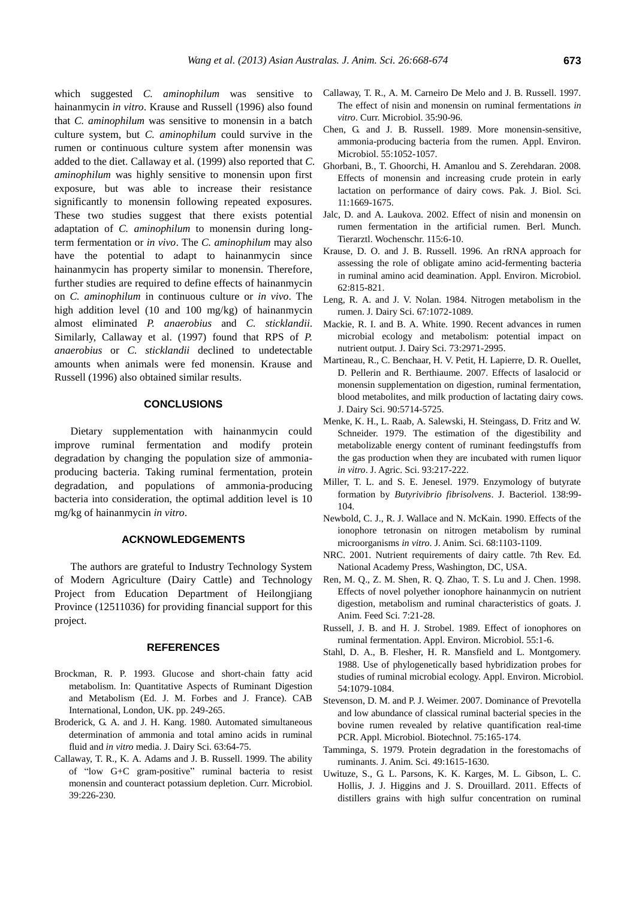which suggested *C. aminophilum* was sensitive to hainanmycin *in vitro*. Krause and Russell (1996) also found that *C. aminophilum* was sensitive to monensin in a batch culture system, but *C. aminophilum* could survive in the rumen or continuous culture system after monensin was added to the diet. Callaway et al. (1999) also reported that *C. aminophilum* was highly sensitive to monensin upon first exposure, but was able to increase their resistance significantly to monensin following repeated exposures. These two studies suggest that there exists potential adaptation of *C. aminophilum* to monensin during long-term fermentation or *in vivo*. The *C. aminophilum* may also have the potential to adapt to hainanmycin since hainanmycin has property similar to monensin. Therefore, further studies are required to define effects of hainanmycin on *C. aminophilum* in continuous culture or *in vivo*. The high addition level (10 and 100 mg/kg) of hainanmycin almost eliminated *P. anaerobius* and *C. sticklandii*. Similarly, Callaway et al. (1997) found that RPS of *P. anaerobius* or *C. sticklandii* declined to undetectable amounts when animals were fed monensin. Krause and Russell (1996) also obtained similar results.

## CONCLUSIONS

Dietary supplementation with hainanmycin could improve ruminal fermentation and modify protein degradation by changing the population size of ammonia-producing bacteria. Taking ruminal fermentation, protein degradation, and populations of ammonia-producing bacteria into consideration, the optimal addition level is 10 mg/kg of hainanmycin *in vitro*.

## ACKNOWLEDGEMENTS

The authors are grateful to Industry Technology System of Modern Agriculture (Dairy Cattle) and Technology Project from Education Department of Heilongjiang Province (12511036) for providing financial support for this project.

## REFERENCES

Brockman, R. P. 1993. Glucose and short-chain fatty acid metabolism. In: Quantitative Aspects of Ruminant Digestion and Metabolism (Ed. J. M. Forbes and J. France). CAB International, London, UK. pp. 249-265.

Broderick, G. A. and J. H. Kang. 1980. Automated simultaneous determination of ammonia and total amino acids in ruminal fluid and *in vitro* media. J. Dairy Sci. 63:64-75.

Callaway, T. R., K. A. Adams and J. B. Russell. 1999. The ability of "low G+C gram-positive" ruminal bacteria to resist monensin and counteract potassium depletion. Curr. Microbiol. 39:226-230.

Callaway, T. R., A. M. Carneiro De Melo and J. B. Russell. 1997. The effect of nisin and monensin on ruminal fermentations *in vitro*. Curr. Microbiol. 35:90-96.

Chen, G. and J. B. Russell. 1989. More monensin-sensitive, ammonia-producing bacteria from the rumen. Appl. Environ. Microbiol. 55:1052-1057.

Ghorbani, B., T. Ghoorchi, H. Amanlou and S. Zerehdaran. 2008. Effects of monensin and increasing crude protein in early lactation on performance of dairy cows. Pak. J. Biol. Sci. 11:1669-1675.

Jalc, D. and A. Laukova. 2002. Effect of nisin and monensin on rumen fermentation in the artificial rumen. Berl. Munch. Tierarztl. Wochenschr. 115:6-10.

Krause, D. O. and J. B. Russell. 1996. An rRNA approach for assessing the role of obligate amino acid-fermenting bacteria in ruminal amino acid deamination. Appl. Environ. Microbiol. 62:815-821.

Leng, R. A. and J. V. Nolan. 1984. Nitrogen metabolism in the rumen. J. Dairy Sci. 67:1072-1089.

Mackie, R. I. and B. A. White. 1990. Recent advances in rumen microbial ecology and metabolism: potential impact on nutrient output. J. Dairy Sci. 73:2971-2995.

Martineau, R., C. Benchaar, H. V. Petit, H. Lapierre, D. R. Ouellet, D. Pellerin and R. Berthiaume. 2007. Effects of lasalocid or monensin supplementation on digestion, ruminal fermentation, blood metabolites, and milk production of lactating dairy cows. J. Dairy Sci. 90:5714-5725.

Menke, K. H., L. Raab, A. Salewski, H. Steingass, D. Fritz and W. Schneider. 1979. The estimation of the digestibility and metabolizable energy content of ruminant feedingstuffs from the gas production when they are incubated with rumen liquor *in vitro*. J. Agric. Sci. 93:217-222.

Miller, T. L. and S. E. Jenesel. 1979. Enzymology of butyrate formation by *Butyrivibrio fibrisolvens*. J. Bacteriol. 138:99-104.

Newbold, C. J., R. J. Wallace and N. McKain. 1990. Effects of the ionophore tetronasin on nitrogen metabolism by ruminal microorganisms *in vitro*. J. Anim. Sci. 68:1103-1109.

NRC. 2001. Nutrient requirements of dairy cattle. 7th Rev. Ed. National Academy Press, Washington, DC, USA.

Ren, M. Q., Z. M. Shen, R. Q. Zhao, T. S. Lu and J. Chen. 1998. Effects of novel polyether ionophore hainanmycin on nutrient digestion, metabolism and ruminal characteristics of goats. J. Anim. Feed Sci. 7:21-28.

Russell, J. B. and H. J. Strobel. 1989. Effect of ionophores on ruminal fermentation. Appl. Environ. Microbiol. 55:1-6.

Stahl, D. A., B. Flesher, H. R. Mansfield and L. Montgomery. 1988. Use of phylogenetically based hybridization probes for studies of ruminal microbial ecology. Appl. Environ. Microbiol. 54:1079-1084.

Stevenson, D. M. and P. J. Weimer. 2007. Dominance of Prevotella and low abundance of classical ruminal bacterial species in the bovine rumen revealed by relative quantification real-time PCR. Appl. Microbiol. Biotechnol. 75:165-174.

Tamminga, S. 1979. Protein degradation in the forestomachs of ruminants. J. Anim. Sci. 49:1615-1630.

Uwituze, S., G. L. Parsons, K. K. Karges, M. L. Gibson, L. C. Hollis, J. J. Higgins and J. S. Drouillard. 2011. Effects of distillers grains with high sulfur concentration on ruminal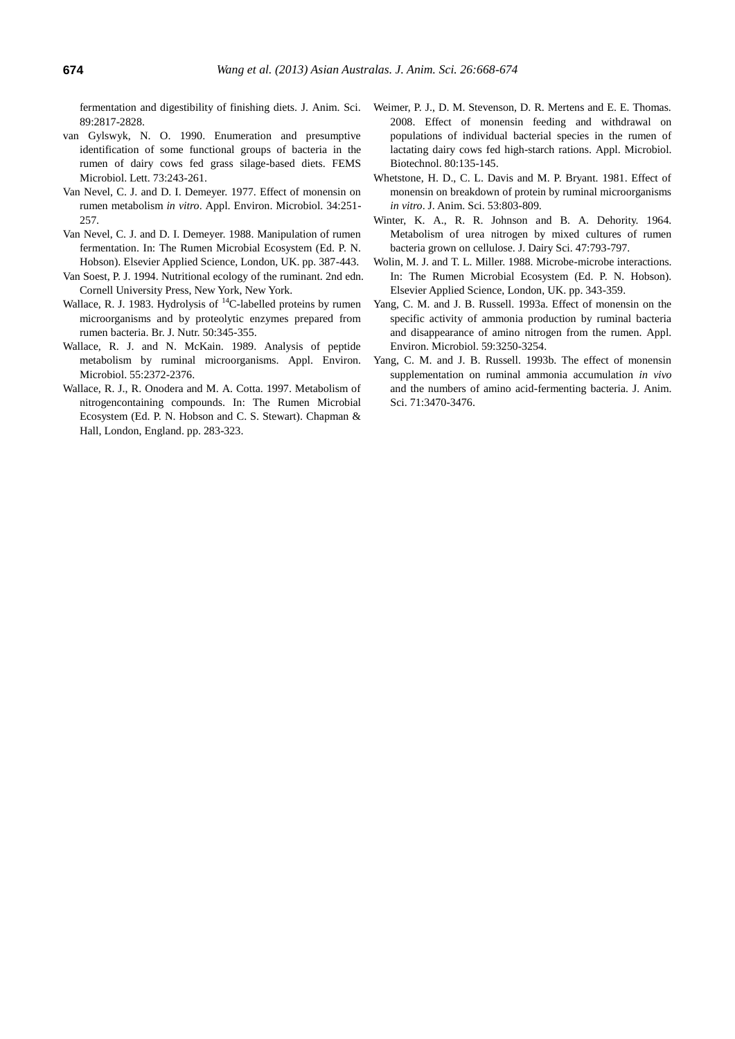fermentation and digestibility of finishing diets. J. Anim. Sci. 89:2817-2828.

van Gylswyk, N. O. 1990. Enumeration and presumptive identification of some functional groups of bacteria in the rumen of dairy cows fed grass silage-based diets. FEMS Microbiol. Lett. 73:243-261.

Van Nevel, C. J. and D. I. Demeyer. 1977. Effect of monensin on rumen metabolism *in vitro*. Appl. Environ. Microbiol. 34:251-257.

Van Nevel, C. J. and D. I. Demeyer. 1988. Manipulation of rumen fermentation. In: The Rumen Microbial Ecosystem (Ed. P. N. Hobson). Elsevier Applied Science, London, UK. pp. 387-443.

Van Soest, P. J. 1994. Nutritional ecology of the ruminant. 2nd edn. Cornell University Press, New York, New York.

Wallace, R. J. 1983. Hydrolysis of $^{14}C$-labelled proteins by rumen microorganisms and by proteolytic enzymes prepared from rumen bacteria. Br. J. Nutr. 50:345-355.

Wallace, R. J. and N. McKain. 1989. Analysis of peptide metabolism by ruminal microorganisms. Appl. Environ. Microbiol. 55:2372-2376.

Wallace, R. J., R. Onodera and M. A. Cotta. 1997. Metabolism of nitrogencontaining compounds. In: The Rumen Microbial Ecosystem (Ed. P. N. Hobson and C. S. Stewart). Chapman & Hall, London, England. pp. 283-323.

Weimer, P. J., D. M. Stevenson, D. R. Mertens and E. E. Thomas. 2008. Effect of monensin feeding and withdrawal on populations of individual bacterial species in the rumen of lactating dairy cows fed high-starch rations. Appl. Microbiol. Biotechnol. 80:135-145.

Whetstone, H. D., C. L. Davis and M. P. Bryant. 1981. Effect of monensin on breakdown of protein by ruminal microorganisms *in vitro*. J. Anim. Sci. 53:803-809.

Winter, K. A., R. R. Johnson and B. A. Dehority. 1964. Metabolism of urea nitrogen by mixed cultures of rumen bacteria grown on cellulose. J. Dairy Sci. 47:793-797.

Wolin, M. J. and T. L. Miller. 1988. Microbe-microbe interactions. In: The Rumen Microbial Ecosystem (Ed. P. N. Hobson). Elsevier Applied Science, London, UK. pp. 343-359.

Yang, C. M. and J. B. Russell. 1993a. Effect of monensin on the specific activity of ammonia production by ruminal bacteria and disappearance of amino nitrogen from the rumen. Appl. Environ. Microbiol. 59:3250-3254.

Yang, C. M. and J. B. Russell. 1993b. The effect of monensin supplementation on ruminal ammonia accumulation *in vivo* and the numbers of amino acid-fermenting bacteria. J. Anim. Sci. 71:3470-3476.